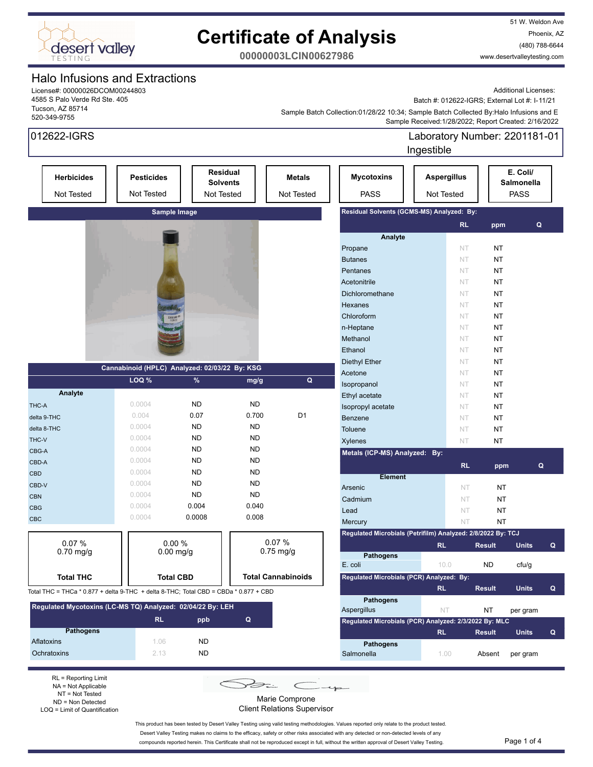# Certificate of Analysis

**00000003LCIN00627986**

desert valley TESTING

51 W. Weldon Ave
Phoenix, AZ
(480) 788-6644
www.desertvalleytesting.com

## Halo Infusions and Extractions

License#: 00000026DCOM00244803
4585 S Palo Verde Rd Ste. 405
Tucson, AZ 85714
520-349-9755

Additional Licenses:
Batch #: 012622-IGRS; External Lot #: I-11/21
Sample Batch Collection:01/28/22 10:34; Sample Batch Collected By:Halo Infusions and E
Sample Received:1/28/2022; Report Created: 2/16/2022

**012622-IGRS**

**Laboratory Number: 2201181-01**
Ingestible

| Herbicides | Pesticides | Residual Solvents | Metals | Mycotoxins | Aspergillus | E. Coli/ Salmonella |
|---|---|---|---|---|---|---|
| Not Tested | Not Tested | Not Tested | Not Tested | PASS | Not Tested | PASS |

**Sample Image**

### Cannabinoid (HPLC) Analyzed: 02/03/22 By: KSG

| Analyte | LOQ % | % | mg/g | Q |
|---|---|---|---|---|
| THC-A | 0.0004 | ND | ND | |
| delta 9-THC | 0.004 | 0.07 | 0.700 | D1 |
| delta 8-THC | 0.0004 | ND | ND | |
| THC-V | 0.0004 | ND | ND | |
| CBG-A | 0.0004 | ND | ND | |
| CBD-A | 0.0004 | ND | ND | |
| CBD | 0.0004 | ND | ND | |
| CBD-V | 0.0004 | ND | ND | |
| CBN | 0.0004 | ND | ND | |
| CBG | 0.0004 | 0.004 | 0.040 | |
| CBC | 0.0004 | 0.0008 | 0.008 | |

| Total THC | Total CBD | Total Cannabinoids |
|---|---|---|
| 0.07 % 0.70 mg/g | 0.00 % 0.00 mg/g | 0.07 % 0.75 mg/g |

Total THC = THCa * 0.877 + delta 9-THC + delta 8-THC; Total CBD = CBDa * 0.877 + CBD

### Regulated Mycotoxins (LC-MS TQ) Analyzed: 02/04/22 By: LEH

| Pathogens | RL | ppb | Q |
|---|---|---|---|
| Aflatoxins | 1.06 | ND | |
| Ochratoxins | 2.13 | ND | |

### Residual Solvents (GCMS-MS) Analyzed: By:

| Analyte | RL | ppm | Q |
|---|---|---|---|
| Propane | NT | NT | |
| Butanes | NT | NT | |
| Pentanes | NT | NT | |
| Acetonitrile | NT | NT | |
| Dichloromethane | NT | NT | |
| Hexanes | NT | NT | |
| Chloroform | NT | NT | |
| n-Heptane | NT | NT | |
| Methanol | NT | NT | |
| Ethanol | NT | NT | |
| Diethyl Ether | NT | NT | |
| Acetone | NT | NT | |
| Isopropanol | NT | NT | |
| Ethyl acetate | NT | NT | |
| Isopropyl acetate | NT | NT | |
| Benzene | NT | NT | |
| Toluene | NT | NT | |
| Xylenes | NT | NT | |

### Metals (ICP-MS) Analyzed: By:

| Element | RL | ppm | Q |
|---|---|---|---|
| Arsenic | NT | NT | |
| Cadmium | NT | NT | |
| Lead | NT | NT | |
| Mercury | NT | NT | |

### Regulated Microbials (Petrifilm) Analyzed: 2/8/2022 By: TCJ

| Pathogens | RL | Result | Units | Q |
|---|---|---|---|---|
| E. coli | 10.0 | ND | cfu/g | |

### Regulated Microbials (PCR) Analyzed: By:

| Pathogens | RL | Result | Units | Q |
|---|---|---|---|---|
| Aspergillus | NT | NT | per gram | |

### Regulated Microbials (PCR) Analyzed: 2/3/2022 By: MLC

| Pathogens | RL | Result | Units | Q |
|---|---|---|---|---|
| Salmonella | 1.00 | Absent | per gram | |

RL = Reporting Limit
NA = Not Applicable
NT = Not Tested
ND = Non Detected
LOQ = Limit of Quantification

Marie Comprone
Client Relations Supervisor

This product has been tested by Desert Valley Testing using valid testing methodologies. Values reported only relate to the product tested. Desert Valley Testing makes no claims to the efficacy, safety or other risks associated with any detected or non-detected levels of any compounds reported herein. This Certificate shall not be reproduced except in full, without the written approval of Desert Valley Testing.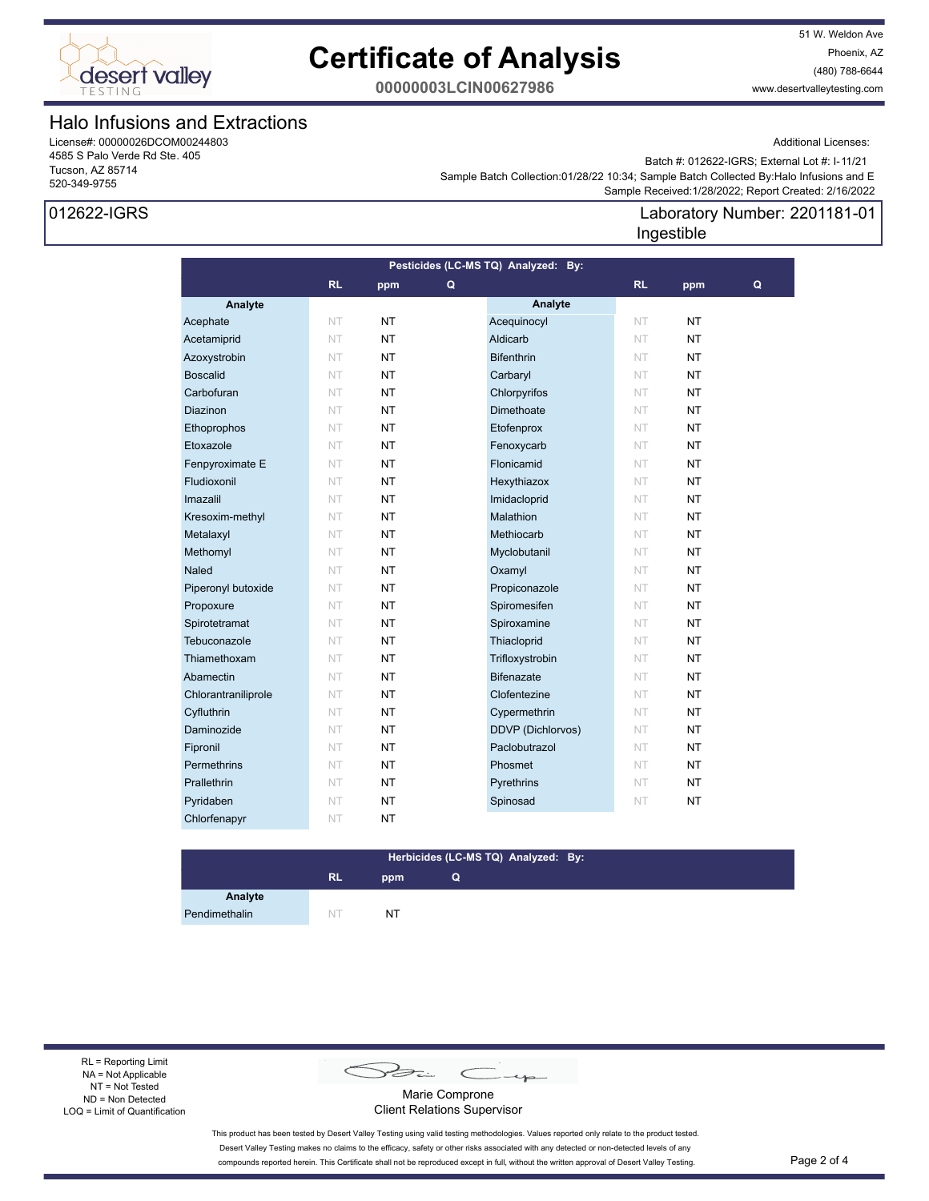# Certificate of Analysis

**00000003LCIN00627986**

51 W. Weldon Ave
Phoenix, AZ
(480) 788-6644
www.desertvalleytesting.com

## Halo Infusions and Extractions

License#: 00000026DCOM00244803
4585 S Palo Verde Rd Ste. 405
Tucson, AZ 85714
520-349-9755

Additional Licenses:

Batch #: 012622-IGRS; External Lot #: I-11/21
Sample Batch Collection:01/28/22 10:34; Sample Batch Collected By:Halo Infusions and E
Sample Received:1/28/2022; Report Created: 2/16/2022

**012622-IGRS**

**Laboratory Number: 2201181-01**
**Ingestible**

**Pesticides (LC-MS TQ) Analyzed: By:**

| Analyte | RL | ppm | Q | Analyte | RL | ppm | Q |
|---|---|---|---|---|---|---|---|
| Acephate | NT | NT | | Acequinocyl | NT | NT | |
| Acetamiprid | NT | NT | | Aldicarb | NT | NT | |
| Azoxystrobin | NT | NT | | Bifenthrin | NT | NT | |
| Boscalid | NT | NT | | Carbaryl | NT | NT | |
| Carbofuran | NT | NT | | Chlorpyrifos | NT | NT | |
| Diazinon | NT | NT | | Dimethoate | NT | NT | |
| Ethoprophos | NT | NT | | Etofenprox | NT | NT | |
| Etoxazole | NT | NT | | Fenoxycarb | NT | NT | |
| Fenpyroximate E | NT | NT | | Flonicamid | NT | NT | |
| Fludioxonil | NT | NT | | Hexythiazox | NT | NT | |
| Imazalil | NT | NT | | Imidacloprid | NT | NT | |
| Kresoxim-methyl | NT | NT | | Malathion | NT | NT | |
| Metalaxyl | NT | NT | | Methiocarb | NT | NT | |
| Methomyl | NT | NT | | Myclobutanil | NT | NT | |
| Naled | NT | NT | | Oxamyl | NT | NT | |
| Piperonyl butoxide | NT | NT | | Propiconazole | NT | NT | |
| Propoxure | NT | NT | | Spiromesifen | NT | NT | |
| Spirotetramat | NT | NT | | Spiroxamine | NT | NT | |
| Tebuconazole | NT | NT | | Thiacloprid | NT | NT | |
| Thiamethoxam | NT | NT | | Trifloxystrobin | NT | NT | |
| Abamectin | NT | NT | | Bifenazate | NT | NT | |
| Chlorantraniliprole | NT | NT | | Clofentezine | NT | NT | |
| Cyfluthrin | NT | NT | | Cypermethrin | NT | NT | |
| Daminozide | NT | NT | | DDVP (Dichlorvos) | NT | NT | |
| Fipronil | NT | NT | | Paclobutrazol | NT | NT | |
| Permethrins | NT | NT | | Phosmet | NT | NT | |
| Prallethrin | NT | NT | | Pyrethrins | NT | NT | |
| Pyridaben | NT | NT | | Spinosad | NT | NT | |
| Chlorfenapyr | NT | NT | | | | | |

**Herbicides (LC-MS TQ) Analyzed: By:**

| Analyte | RL | ppm | Q |
|---|---|---|---|
| Pendimethalin | NT | NT | |

RL = Reporting Limit
NA = Not Applicable
NT = Not Tested
ND = Non Detected
LOQ = Limit of Quantification

Marie Comprone
Client Relations Supervisor

This product has been tested by Desert Valley Testing using valid testing methodologies. Values reported only relate to the product tested. Desert Valley Testing makes no claims to the efficacy, safety or other risks associated with any detected or non-detected levels of any compounds reported herein. This Certificate shall not be reproduced except in full, without the written approval of Desert Valley Testing.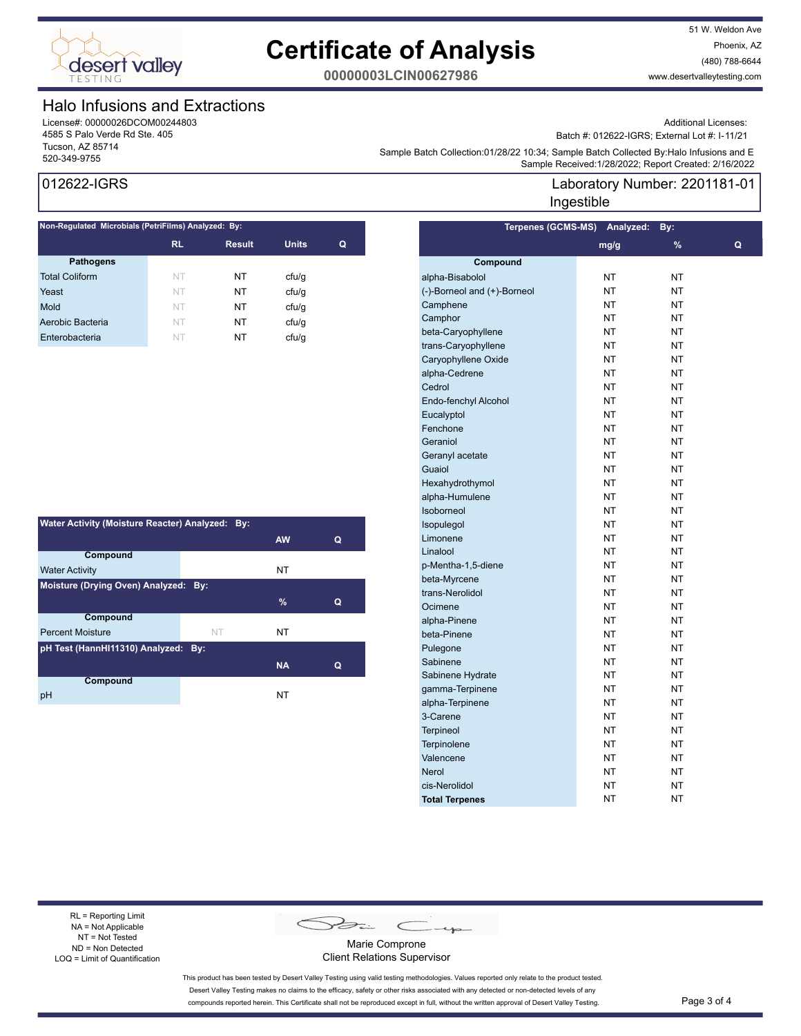# Certificate of Analysis

**00000003LCIN00627986**

51 W. Weldon Ave
Phoenix, AZ
(480) 788-6644
www.desertvalleytesting.com

## Halo Infusions and Extractions

License#: 00000026DCOM00244803
4585 S Palo Verde Rd Ste. 405
Tucson, AZ 85714
520-349-9755

Additional Licenses:
Batch #: 012622-IGRS; External Lot #: I-11/21
Sample Batch Collection:01/28/22 10:34; Sample Batch Collected By:Halo Infusions and E
Sample Received:1/28/2022; Report Created: 2/16/2022

**012622-IGRS**

Laboratory Number: 2201181-01
Ingestible

### Non-Regulated Microbials (PetriFilms) Analyzed: By:

| Pathogens | RL | Result | Units | Q |
|---|---|---|---|---|
| Total Coliform | NT | NT | cfu/g | |
| Yeast | NT | NT | cfu/g | |
| Mold | NT | NT | cfu/g | |
| Aerobic Bacteria | NT | NT | cfu/g | |
| Enterobacteria | NT | NT | cfu/g | |

### Water Activity (Moisture Reacter) Analyzed: By:

| Compound | | AW | Q |
|---|---|---|---|
| Water Activity | | NT | |

### Moisture (Drying Oven) Analyzed: By:

| Compound | | % | Q |
|---|---|---|---|
| Percent Moisture | NT | NT | |

### pH Test (HannHI11310) Analyzed: By:

| Compound | | NA | Q |
|---|---|---|---|
| pH | | NT | |

### Terpenes (GCMS-MS) Analyzed: By:

| Compound | mg/g | % | Q |
|---|---|---|---|
| alpha-Bisabolol | NT | NT | |
| (-)-Borneol and (+)-Borneol | NT | NT | |
| Camphene | NT | NT | |
| Camphor | NT | NT | |
| beta-Caryophyllene | NT | NT | |
| trans-Caryophyllene | NT | NT | |
| Caryophyllene Oxide | NT | NT | |
| alpha-Cedrene | NT | NT | |
| Cedrol | NT | NT | |
| Endo-fenchyl Alcohol | NT | NT | |
| Eucalyptol | NT | NT | |
| Fenchone | NT | NT | |
| Geraniol | NT | NT | |
| Geranyl acetate | NT | NT | |
| Guaiol | NT | NT | |
| Hexahydrothymol | NT | NT | |
| alpha-Humulene | NT | NT | |
| Isoborneol | NT | NT | |
| Isopulegol | NT | NT | |
| Limonene | NT | NT | |
| Linalool | NT | NT | |
| p-Mentha-1,5-diene | NT | NT | |
| beta-Myrcene | NT | NT | |
| trans-Nerolidol | NT | NT | |
| Ocimene | NT | NT | |
| alpha-Pinene | NT | NT | |
| beta-Pinene | NT | NT | |
| Pulegone | NT | NT | |
| Sabinene | NT | NT | |
| Sabinene Hydrate | NT | NT | |
| gamma-Terpinene | NT | NT | |
| alpha-Terpinene | NT | NT | |
| 3-Carene | NT | NT | |
| Terpineol | NT | NT | |
| Terpinolene | NT | NT | |
| Valencene | NT | NT | |
| Nerol | NT | NT | |
| cis-Nerolidol | NT | NT | |
| **Total Terpenes** | NT | NT | |

RL = Reporting Limit
NA = Not Applicable
NT = Not Tested
ND = Non Detected
LOQ = Limit of Quantification

Marie Comprone
Client Relations Supervisor

This product has been tested by Desert Valley Testing using valid testing methodologies. Values reported only relate to the product tested. Desert Valley Testing makes no claims to the efficacy, safety or other risks associated with any detected or non-detected levels of any compounds reported herein. This Certificate shall not be reproduced except in full, without the written approval of Desert Valley Testing.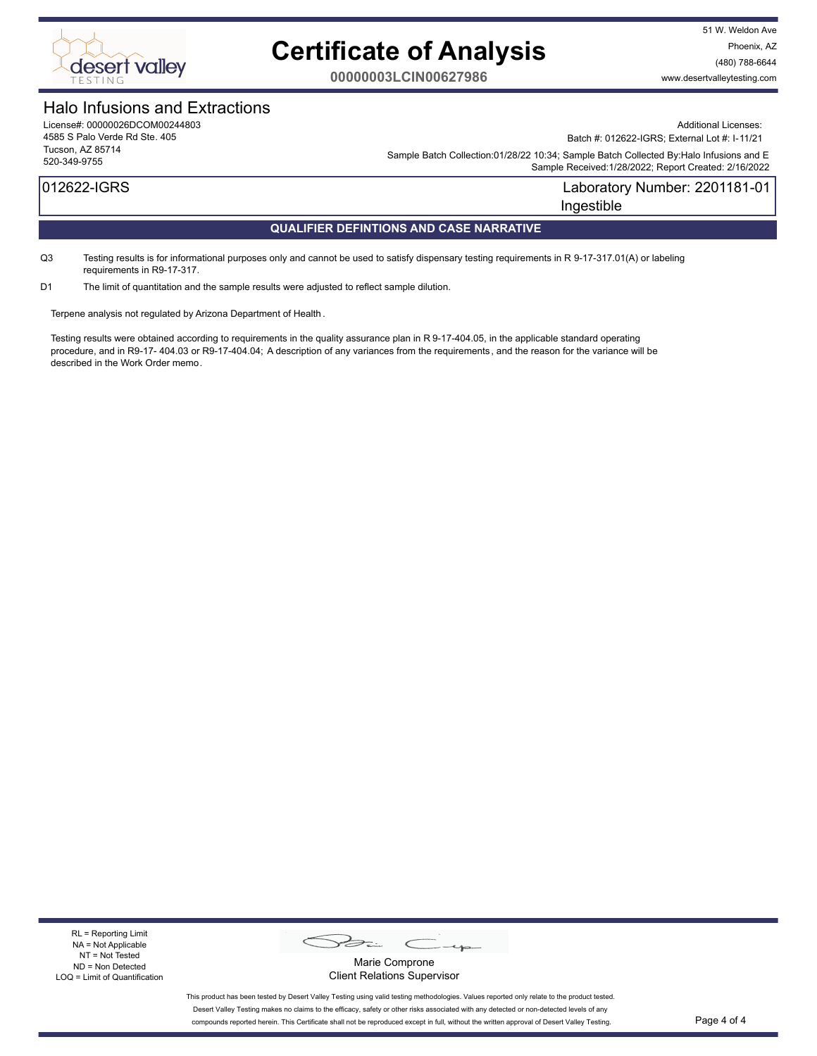# Certificate of Analysis

**00000003LCIN00627986**

51 W. Weldon Ave
Phoenix, AZ
(480) 788-6644
www.desertvalleytesting.com

## Halo Infusions and Extractions

License#: 00000026DCOM00244803
4585 S Palo Verde Rd Ste. 405
Tucson, AZ 85714
520-349-9755

Additional Licenses:
Batch #: 012622-IGRS; External Lot #: I-11/21
Sample Batch Collection:01/28/22 10:34; Sample Batch Collected By:Halo Infusions and E
Sample Received:1/28/2022; Report Created: 2/16/2022

012622-IGRS

Laboratory Number: 2201181-01
Ingestible

### QUALIFIER DEFINTIONS AND CASE NARRATIVE

Q3 Testing results is for informational purposes only and cannot be used to satisfy dispensary testing requirements in R 9-17-317.01(A) or labeling requirements in R9-17-317.

D1 The limit of quantitation and the sample results were adjusted to reflect sample dilution.

Terpene analysis not regulated by Arizona Department of Health.

Testing results were obtained according to requirements in the quality assurance plan in R 9-17-404.05, in the applicable standard operating procedure, and in R9-17- 404.03 or R9-17-404.04; A description of any variances from the requirements, and the reason for the variance will be described in the Work Order memo.

RL = Reporting Limit
NA = Not Applicable
NT = Not Tested
ND = Non Detected
LOQ = Limit of Quantification

Marie Comprone
Client Relations Supervisor

This product has been tested by Desert Valley Testing using valid testing methodologies. Values reported only relate to the product tested. Desert Valley Testing makes no claims to the efficacy, safety or other risks associated with any detected or non-detected levels of any compounds reported herein. This Certificate shall not be reproduced except in full, without the written approval of Desert Valley Testing.